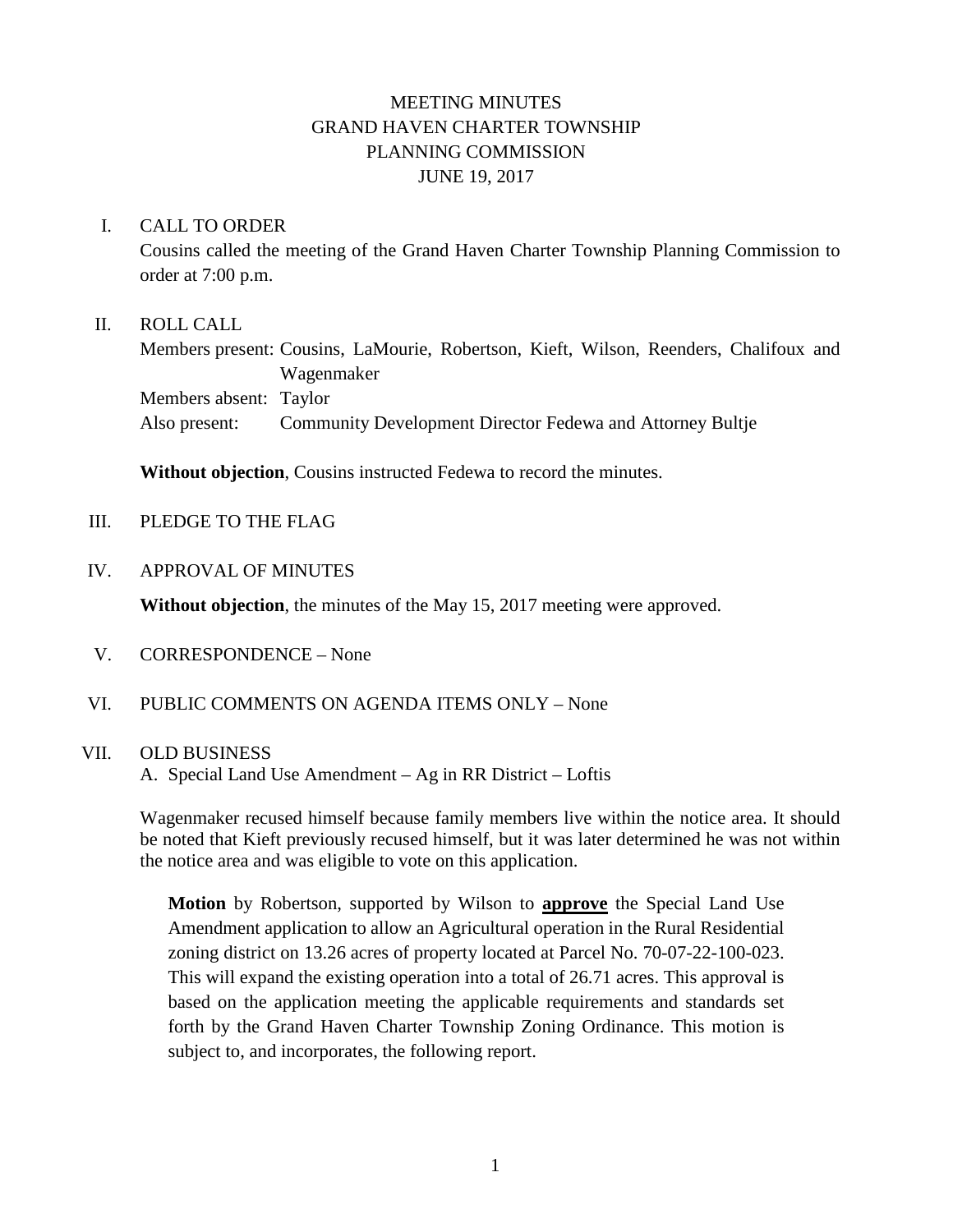# MEETING MINUTES
# GRAND HAVEN CHARTER TOWNSHIP
# PLANNING COMMISSION
# JUNE 19, 2017

## I. CALL TO ORDER

Cousins called the meeting of the Grand Haven Charter Township Planning Commission to order at 7:00 p.m.

## II. ROLL CALL

Members present: Cousins, LaMourie, Robertson, Kieft, Wilson, Reenders, Chalifoux and Wagenmaker
Members absent: Taylor
Also present: Community Development Director Fedewa and Attorney Bultje

**Without objection**, Cousins instructed Fedewa to record the minutes.

## III. PLEDGE TO THE FLAG

## IV. APPROVAL OF MINUTES

**Without objection**, the minutes of the May 15, 2017 meeting were approved.

## V. CORRESPONDENCE – None

## VI. PUBLIC COMMENTS ON AGENDA ITEMS ONLY – None

## VII. OLD BUSINESS

A. Special Land Use Amendment – Ag in RR District – Loftis

Wagenmaker recused himself because family members live within the notice area. It should be noted that Kieft previously recused himself, but it was later determined he was not within the notice area and was eligible to vote on this application.

> **Motion** by Robertson, supported by Wilson to **approve** the Special Land Use Amendment application to allow an Agricultural operation in the Rural Residential zoning district on 13.26 acres of property located at Parcel No. 70-07-22-100-023. This will expand the existing operation into a total of 26.71 acres. This approval is based on the application meeting the applicable requirements and standards set forth by the Grand Haven Charter Township Zoning Ordinance. This motion is subject to, and incorporates, the following report.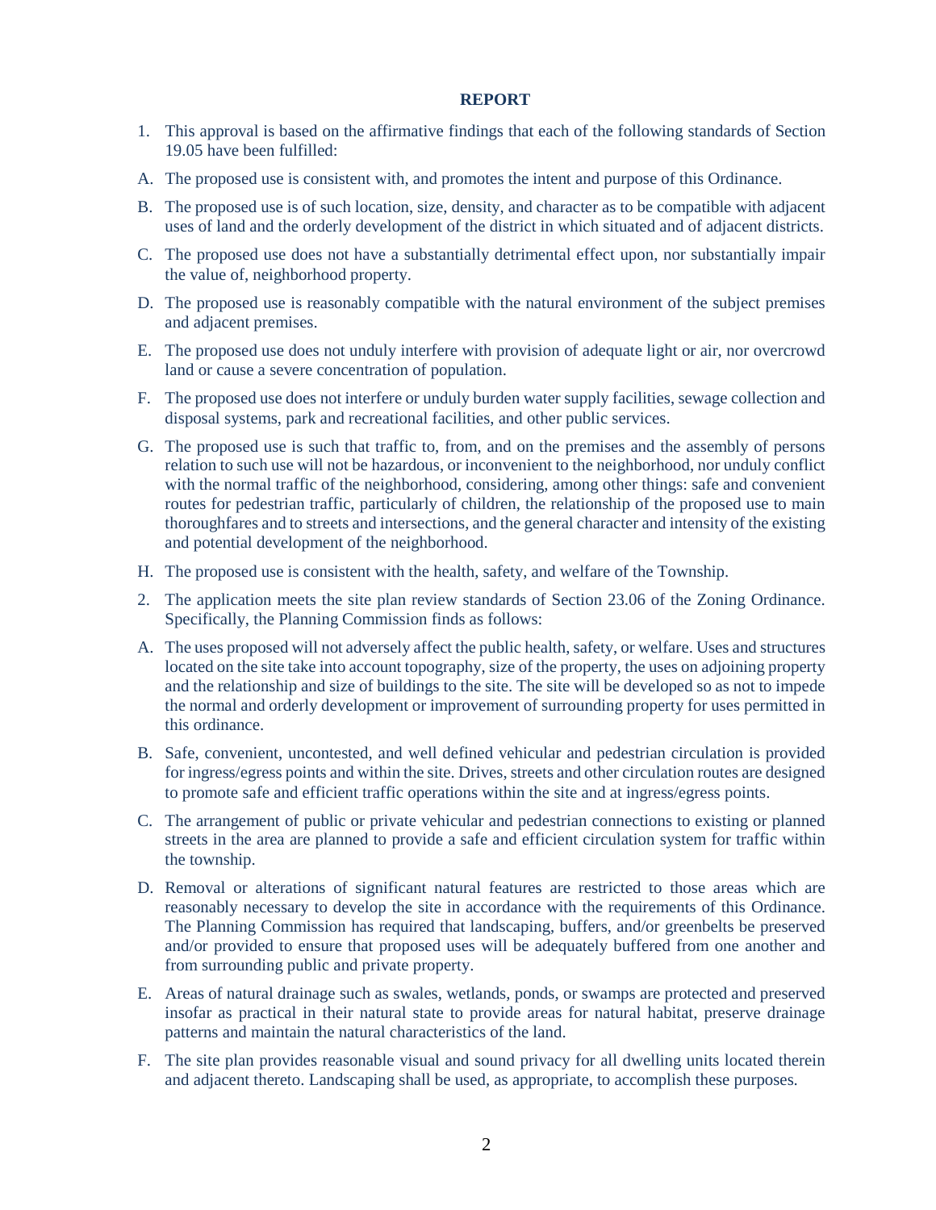## REPORT

1. This approval is based on the affirmative findings that each of the following standards of Section 19.05 have been fulfilled:

A. The proposed use is consistent with, and promotes the intent and purpose of this Ordinance.

B. The proposed use is of such location, size, density, and character as to be compatible with adjacent uses of land and the orderly development of the district in which situated and of adjacent districts.

C. The proposed use does not have a substantially detrimental effect upon, nor substantially impair the value of, neighborhood property.

D. The proposed use is reasonably compatible with the natural environment of the subject premises and adjacent premises.

E. The proposed use does not unduly interfere with provision of adequate light or air, nor overcrowd land or cause a severe concentration of population.

F. The proposed use does not interfere or unduly burden water supply facilities, sewage collection and disposal systems, park and recreational facilities, and other public services.

G. The proposed use is such that traffic to, from, and on the premises and the assembly of persons relation to such use will not be hazardous, or inconvenient to the neighborhood, nor unduly conflict with the normal traffic of the neighborhood, considering, among other things: safe and convenient routes for pedestrian traffic, particularly of children, the relationship of the proposed use to main thoroughfares and to streets and intersections, and the general character and intensity of the existing and potential development of the neighborhood.

H. The proposed use is consistent with the health, safety, and welfare of the Township.

2. The application meets the site plan review standards of Section 23.06 of the Zoning Ordinance. Specifically, the Planning Commission finds as follows:

A. The uses proposed will not adversely affect the public health, safety, or welfare. Uses and structures located on the site take into account topography, size of the property, the uses on adjoining property and the relationship and size of buildings to the site. The site will be developed so as not to impede the normal and orderly development or improvement of surrounding property for uses permitted in this ordinance.

B. Safe, convenient, uncontested, and well defined vehicular and pedestrian circulation is provided for ingress/egress points and within the site. Drives, streets and other circulation routes are designed to promote safe and efficient traffic operations within the site and at ingress/egress points.

C. The arrangement of public or private vehicular and pedestrian connections to existing or planned streets in the area are planned to provide a safe and efficient circulation system for traffic within the township.

D. Removal or alterations of significant natural features are restricted to those areas which are reasonably necessary to develop the site in accordance with the requirements of this Ordinance. The Planning Commission has required that landscaping, buffers, and/or greenbelts be preserved and/or provided to ensure that proposed uses will be adequately buffered from one another and from surrounding public and private property.

E. Areas of natural drainage such as swales, wetlands, ponds, or swamps are protected and preserved insofar as practical in their natural state to provide areas for natural habitat, preserve drainage patterns and maintain the natural characteristics of the land.

F. The site plan provides reasonable visual and sound privacy for all dwelling units located therein and adjacent thereto. Landscaping shall be used, as appropriate, to accomplish these purposes.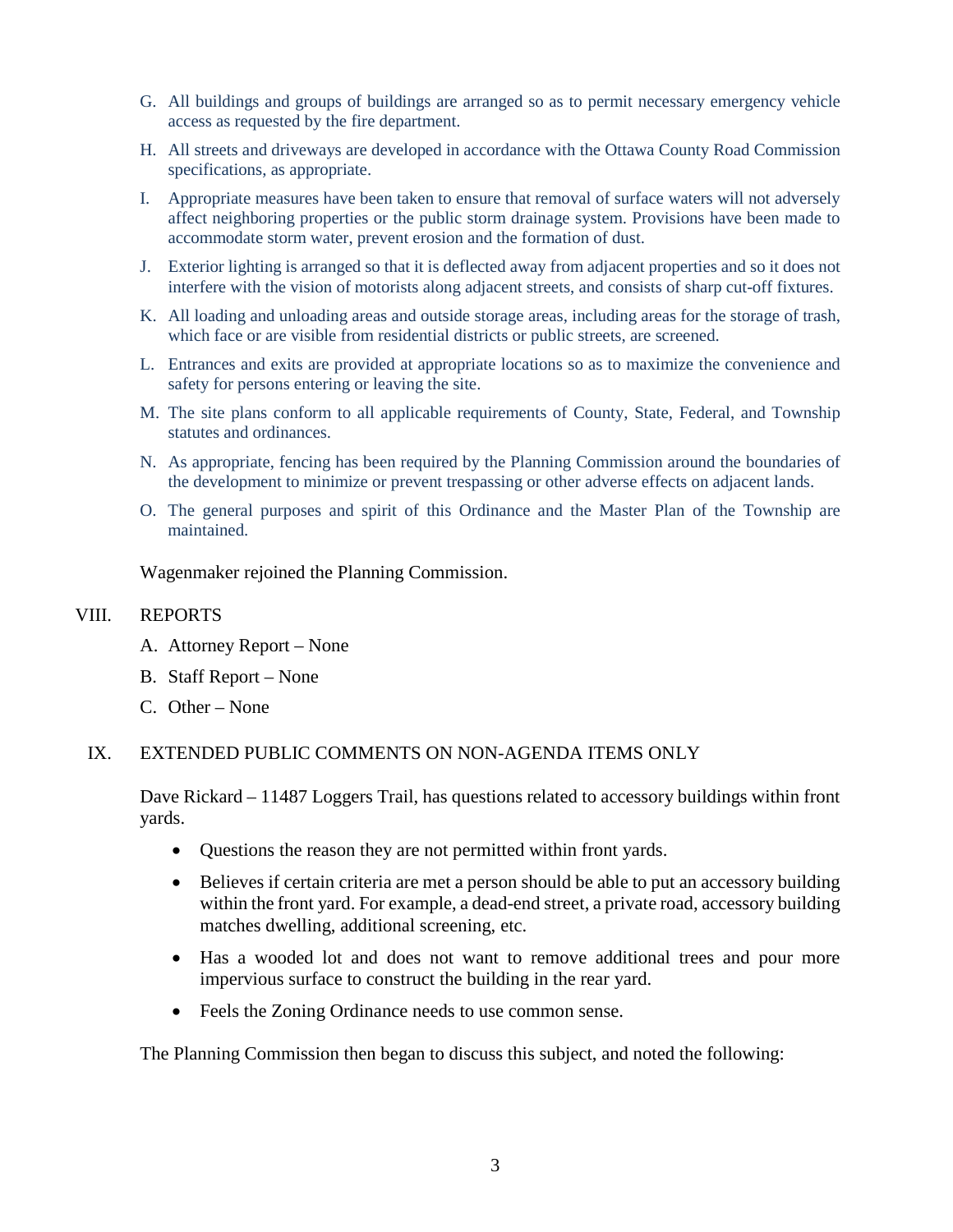G. All buildings and groups of buildings are arranged so as to permit necessary emergency vehicle access as requested by the fire department.

H. All streets and driveways are developed in accordance with the Ottawa County Road Commission specifications, as appropriate.

I. Appropriate measures have been taken to ensure that removal of surface waters will not adversely affect neighboring properties or the public storm drainage system. Provisions have been made to accommodate storm water, prevent erosion and the formation of dust.

J. Exterior lighting is arranged so that it is deflected away from adjacent properties and so it does not interfere with the vision of motorists along adjacent streets, and consists of sharp cut-off fixtures.

K. All loading and unloading areas and outside storage areas, including areas for the storage of trash, which face or are visible from residential districts or public streets, are screened.

L. Entrances and exits are provided at appropriate locations so as to maximize the convenience and safety for persons entering or leaving the site.

M. The site plans conform to all applicable requirements of County, State, Federal, and Township statutes and ordinances.

N. As appropriate, fencing has been required by the Planning Commission around the boundaries of the development to minimize or prevent trespassing or other adverse effects on adjacent lands.

O. The general purposes and spirit of this Ordinance and the Master Plan of the Township are maintained.

Wagenmaker rejoined the Planning Commission.

VIII. REPORTS

A. Attorney Report – None

B. Staff Report – None

C. Other – None

IX. EXTENDED PUBLIC COMMENTS ON NON-AGENDA ITEMS ONLY

Dave Rickard – 11487 Loggers Trail, has questions related to accessory buildings within front yards.

- Questions the reason they are not permitted within front yards.
- Believes if certain criteria are met a person should be able to put an accessory building within the front yard. For example, a dead-end street, a private road, accessory building matches dwelling, additional screening, etc.
- Has a wooded lot and does not want to remove additional trees and pour more impervious surface to construct the building in the rear yard.
- Feels the Zoning Ordinance needs to use common sense.

The Planning Commission then began to discuss this subject, and noted the following: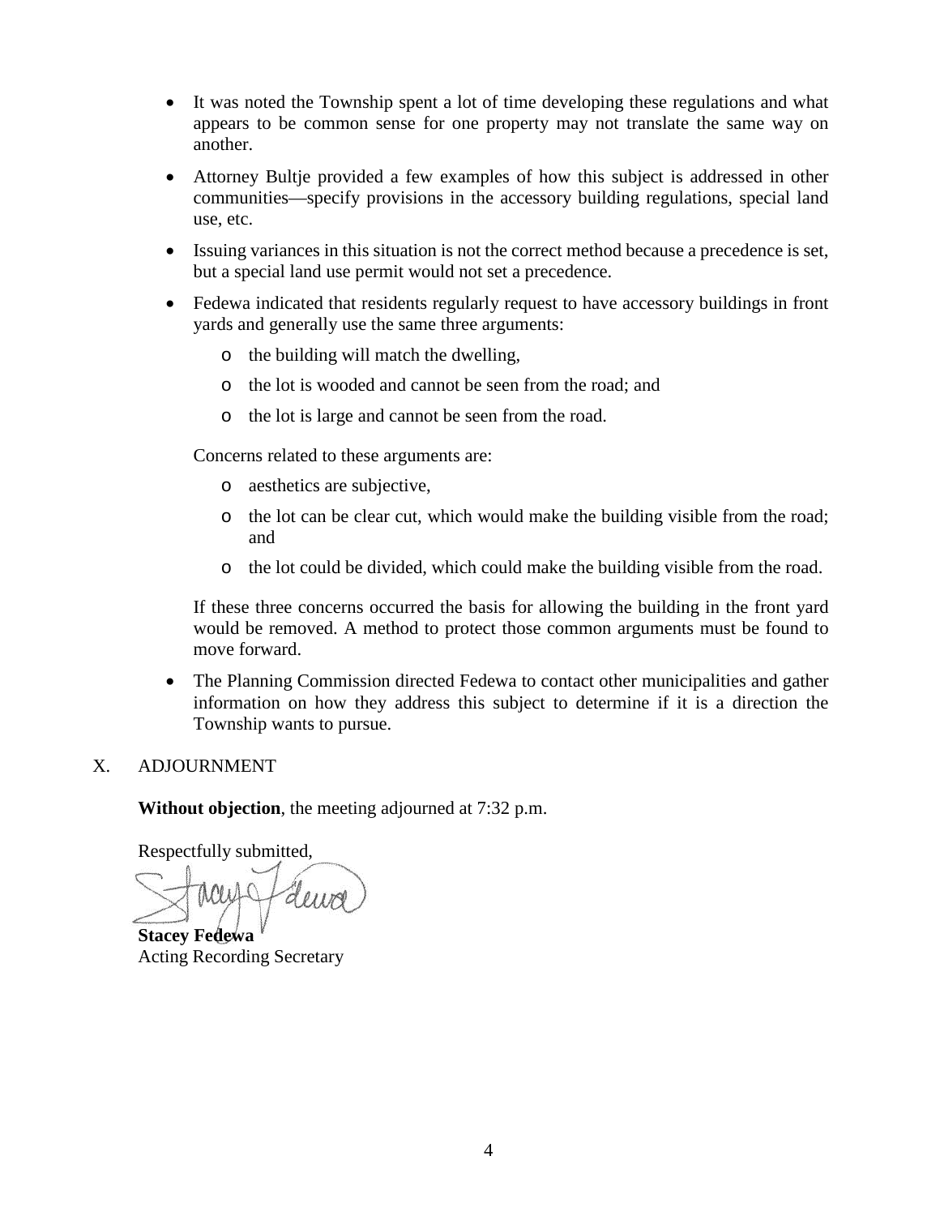- It was noted the Township spent a lot of time developing these regulations and what appears to be common sense for one property may not translate the same way on another.
- Attorney Bultje provided a few examples of how this subject is addressed in other communities—specify provisions in the accessory building regulations, special land use, etc.
- Issuing variances in this situation is not the correct method because a precedence is set, but a special land use permit would not set a precedence.
- Fedewa indicated that residents regularly request to have accessory buildings in front yards and generally use the same three arguments:
    - the building will match the dwelling,
    - the lot is wooded and cannot be seen from the road; and
    - the lot is large and cannot be seen from the road.

  Concerns related to these arguments are:
    - aesthetics are subjective,
    - the lot can be clear cut, which would make the building visible from the road; and
    - the lot could be divided, which could make the building visible from the road.

  If these three concerns occurred the basis for allowing the building in the front yard would be removed. A method to protect those common arguments must be found to move forward.
- The Planning Commission directed Fedewa to contact other municipalities and gather information on how they address this subject to determine if it is a direction the Township wants to pursue.

X. ADJOURNMENT

**Without objection**, the meeting adjourned at 7:32 p.m.

Respectfully submitted,

**Stacey Fedewa**
Acting Recording Secretary